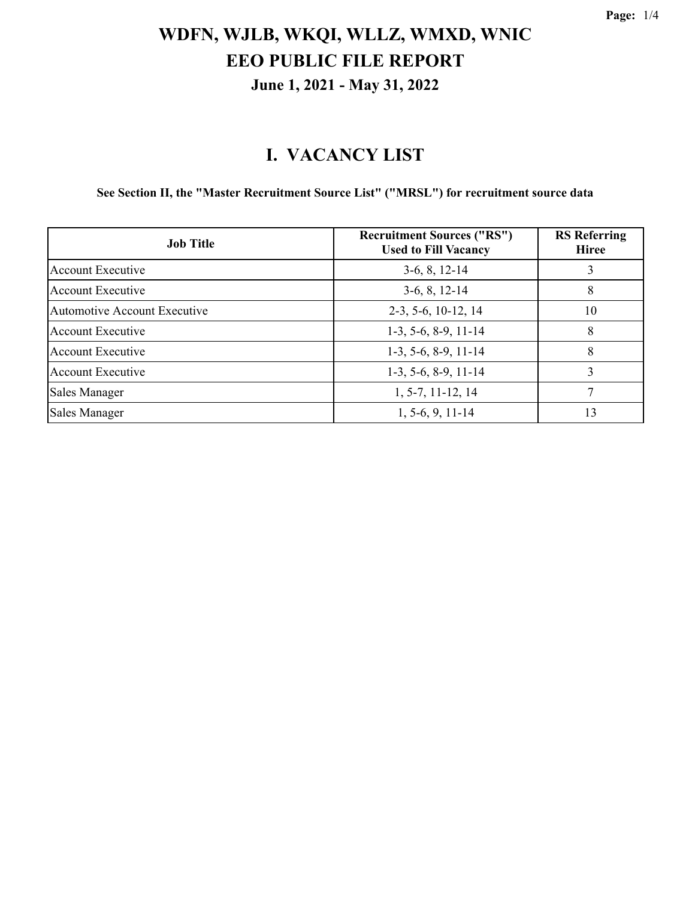# WDFN, WJLB, WKQI, WLLZ, WMXD, WNIC
# EEO PUBLIC FILE REPORT
### June 1, 2021 - May 31, 2022

## I. VACANCY LIST

**See Section II, the "Master Recruitment Source List" ("MRSL") for recruitment source data**

| Job Title | Recruitment Sources ("RS") Used to Fill Vacancy | RS Referring Hiree |
|---|---|---|
| Account Executive | 3-6, 8, 12-14 | 3 |
| Account Executive | 3-6, 8, 12-14 | 8 |
| Automotive Account Executive | 2-3, 5-6, 10-12, 14 | 10 |
| Account Executive | 1-3, 5-6, 8-9, 11-14 | 8 |
| Account Executive | 1-3, 5-6, 8-9, 11-14 | 8 |
| Account Executive | 1-3, 5-6, 8-9, 11-14 | 3 |
| Sales Manager | 1, 5-7, 11-12, 14 | 7 |
| Sales Manager | 1, 5-6, 9, 11-14 | 13 |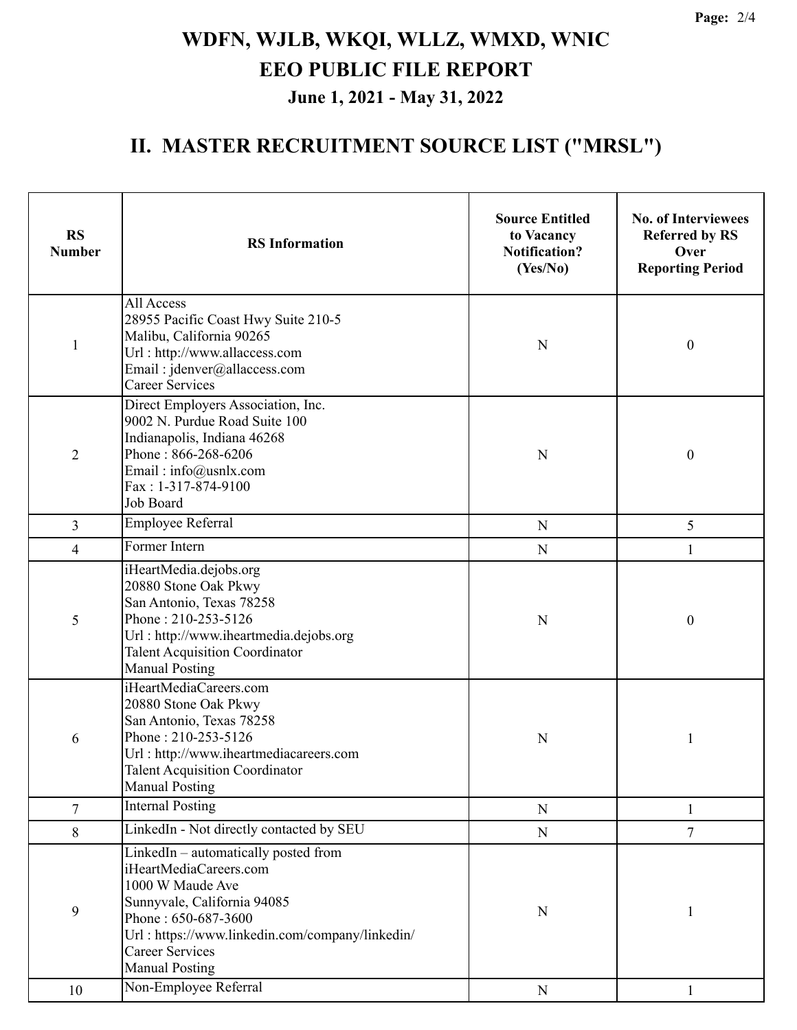# WDFN, WJLB, WKQI, WLLZ, WMXD, WNIC
# EEO PUBLIC FILE REPORT
### June 1, 2021 - May 31, 2022

## II. MASTER RECRUITMENT SOURCE LIST ("MRSL")

| RS Number | RS Information | Source Entitled to Vacancy Notification? (Yes/No) | No. of Interviewees Referred by RS Over Reporting Period |
|---|---|---|---|
| 1 | All Access<br>28955 Pacific Coast Hwy Suite 210-5<br>Malibu, California 90265<br>Url : http://www.allaccess.com<br>Email : jdenver@allaccess.com<br>Career Services | N | 0 |
| 2 | Direct Employers Association, Inc.<br>9002 N. Purdue Road Suite 100<br>Indianapolis, Indiana 46268<br>Phone : 866-268-6206<br>Email : info@usnlx.com<br>Fax : 1-317-874-9100<br>Job Board | N | 0 |
| 3 | Employee Referral | N | 5 |
| 4 | Former Intern | N | 1 |
| 5 | iHeartMedia.dejobs.org<br>20880 Stone Oak Pkwy<br>San Antonio, Texas 78258<br>Phone : 210-253-5126<br>Url : http://www.iheartmedia.dejobs.org<br>Talent Acquisition Coordinator<br>Manual Posting | N | 0 |
| 6 | iHeartMediaCareers.com<br>20880 Stone Oak Pkwy<br>San Antonio, Texas 78258<br>Phone : 210-253-5126<br>Url : http://www.iheartmediacareers.com<br>Talent Acquisition Coordinator<br>Manual Posting | N | 1 |
| 7 | Internal Posting | N | 1 |
| 8 | LinkedIn - Not directly contacted by SEU | N | 7 |
| 9 | LinkedIn – automatically posted from iHeartMediaCareers.com<br>1000 W Maude Ave<br>Sunnyvale, California 94085<br>Phone : 650-687-3600<br>Url : https://www.linkedin.com/company/linkedin/<br>Career Services<br>Manual Posting | N | 1 |
| 10 | Non-Employee Referral | N | 1 |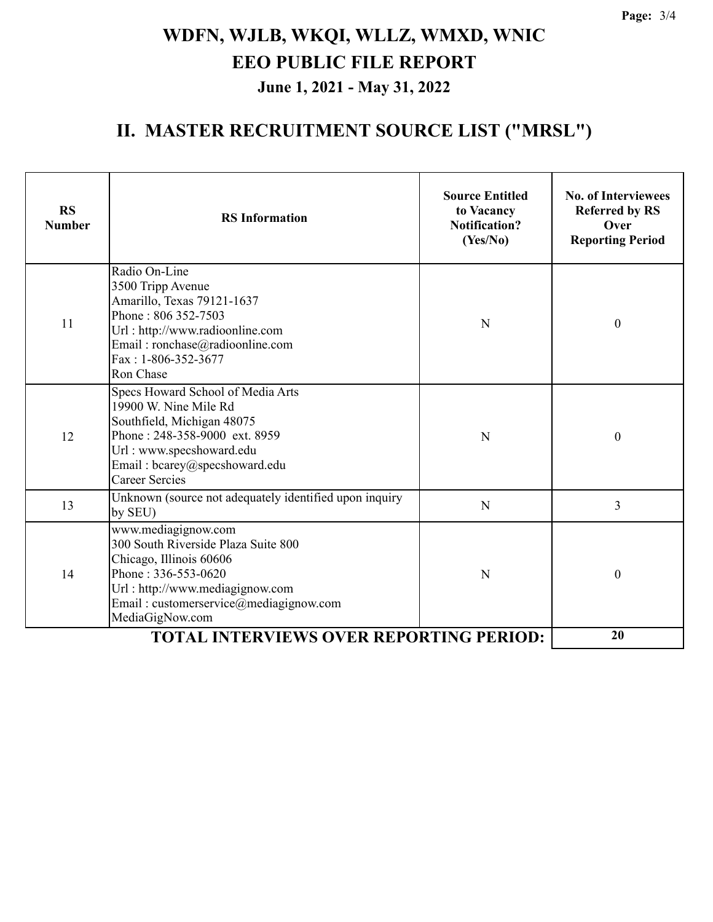# WDFN, WJLB, WKQI, WLLZ, WMXD, WNIC
# EEO PUBLIC FILE REPORT
### June 1, 2021 - May 31, 2022

## II. MASTER RECRUITMENT SOURCE LIST ("MRSL")

| RS Number | RS Information | Source Entitled to Vacancy Notification? (Yes/No) | No. of Interviewees Referred by RS Over Reporting Period |
|---|---|---|---|
| 11 | Radio On-Line<br>3500 Tripp Avenue<br>Amarillo, Texas 79121-1637<br>Phone : 806 352-7503<br>Url : http://www.radioonline.com<br>Email : ronchase@radioonline.com<br>Fax : 1-806-352-3677<br>Ron Chase | N | 0 |
| 12 | Specs Howard School of Media Arts<br>19900 W. Nine Mile Rd<br>Southfield, Michigan 48075<br>Phone : 248-358-9000 ext. 8959<br>Url : www.specshoward.edu<br>Email : bcarey@specshoward.edu<br>Career Sercies | N | 0 |
| 13 | Unknown (source not adequately identified upon inquiry by SEU) | N | 3 |
| 14 | www.mediagignow.com<br>300 South Riverside Plaza Suite 800<br>Chicago, Illinois 60606<br>Phone : 336-553-0620<br>Url : http://www.mediagignow.com<br>Email : customerservice@mediagignow.com<br>MediaGigNow.com | N | 0 |
| | **TOTAL INTERVIEWS OVER REPORTING PERIOD:** | | **20** |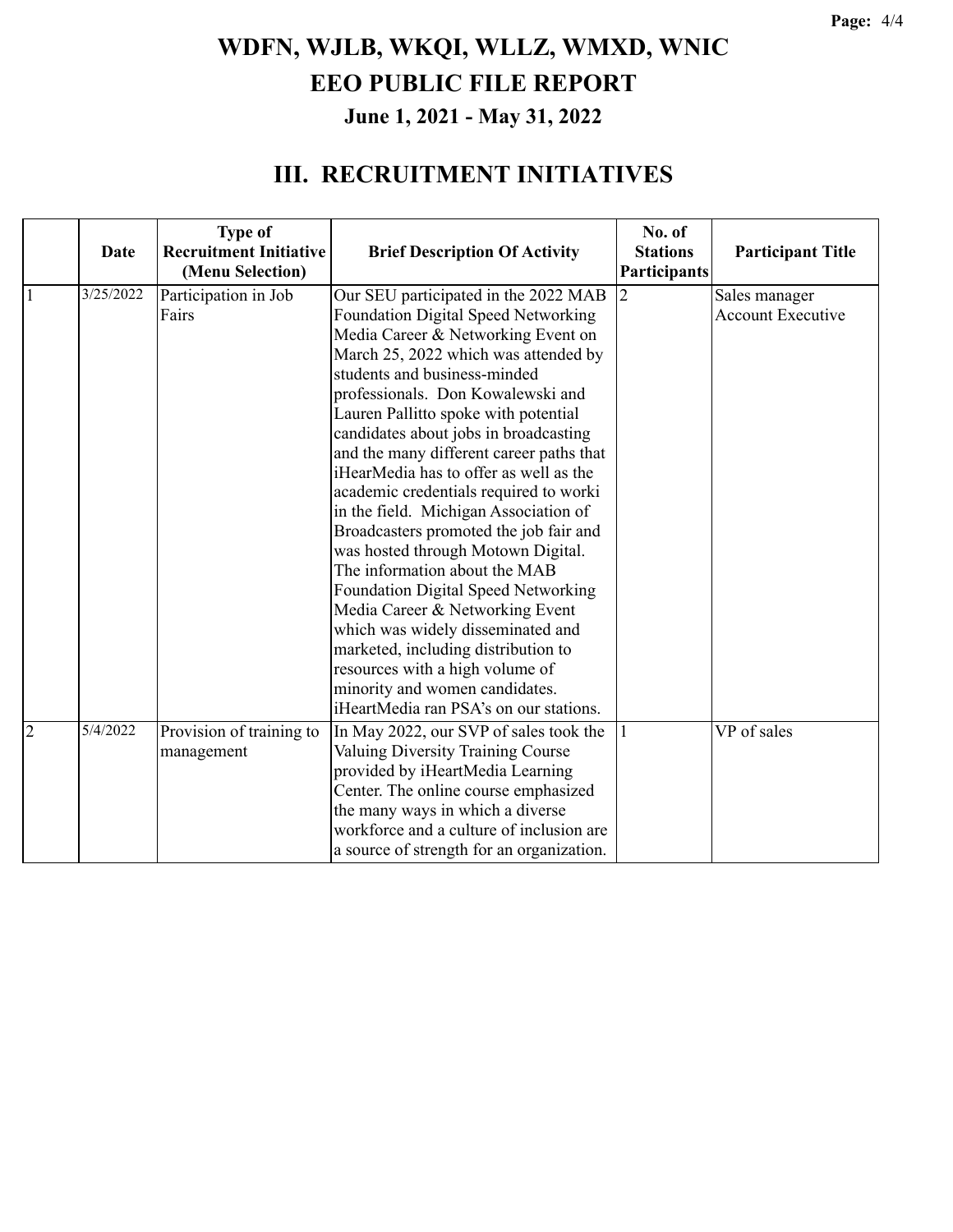# WDFN, WJLB, WKQI, WLLZ, WMXD, WNIC
# EEO PUBLIC FILE REPORT
### June 1, 2021 - May 31, 2022

## III. RECRUITMENT INITIATIVES

| | Date | Type of Recruitment Initiative (Menu Selection) | Brief Description Of Activity | No. of Stations Participants | Participant Title |
|---|---|---|---|---|---|
| 1 | 3/25/2022 | Participation in Job Fairs | Our SEU participated in the 2022 MAB Foundation Digital Speed Networking Media Career & Networking Event on March 25, 2022 which was attended by students and business-minded professionals. Don Kowalewski and Lauren Pallitto spoke with potential candidates about jobs in broadcasting and the many different career paths that iHearMedia has to offer as well as the academic credentials required to worki in the field. Michigan Association of Broadcasters promoted the job fair and was hosted through Motown Digital. The information about the MAB Foundation Digital Speed Networking Media Career & Networking Event which was widely disseminated and marketed, including distribution to resources with a high volume of minority and women candidates. iHeartMedia ran PSA's on our stations. | 2 | Sales manager<br>Account Executive |
| 2 | 5/4/2022 | Provision of training to management | In May 2022, our SVP of sales took the Valuing Diversity Training Course provided by iHeartMedia Learning Center. The online course emphasized the many ways in which a diverse workforce and a culture of inclusion are a source of strength for an organization. | 1 | VP of sales |